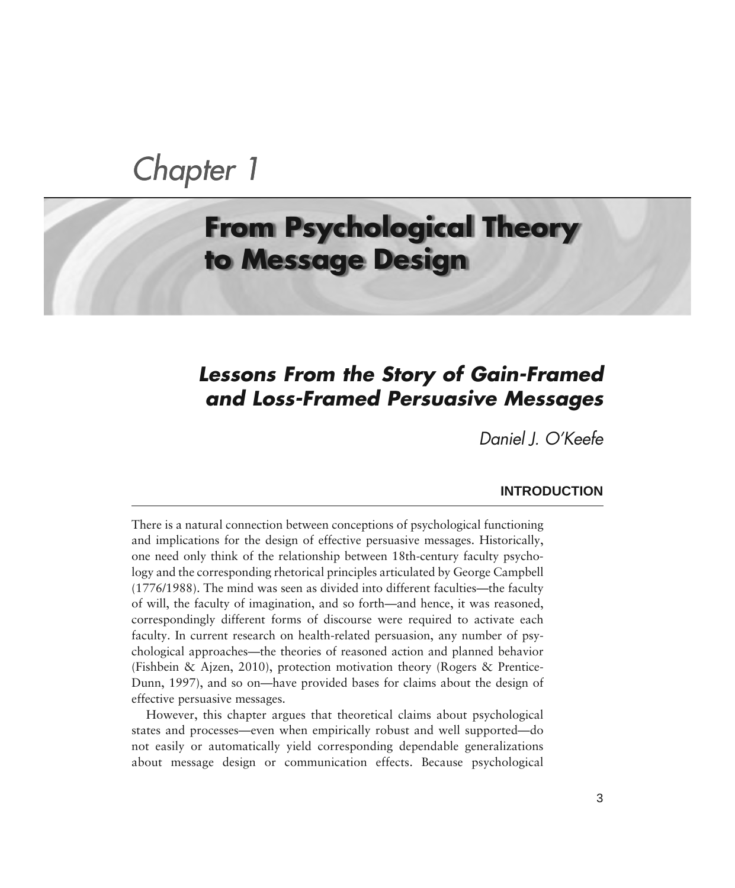# Chapter 1

# From Psychological Theory to Message Design

## *Lessons From the Story of Gain-Framed and Loss-Framed Persuasive Messages*

*Daniel J. O'Keefe*

### INTRODUCTION

There is a natural connection between conceptions of psychological functioning and implications for the design of effective persuasive messages. Historically, one need only think of the relationship between 18th-century faculty psychology and the corresponding rhetorical principles articulated by George Campbell (1776/1988). The mind was seen as divided into different faculties—the faculty of will, the faculty of imagination, and so forth—and hence, it was reasoned, correspondingly different forms of discourse were required to activate each faculty. In current research on health-related persuasion, any number of psychological approaches—the theories of reasoned action and planned behavior (Fishbein & Ajzen, 2010), protection motivation theory (Rogers & Prentice-Dunn, 1997), and so on—have provided bases for claims about the design of effective persuasive messages.

However, this chapter argues that theoretical claims about psychological states and processes—even when empirically robust and well supported—do not easily or automatically yield corresponding dependable generalizations about message design or communication effects. Because psychological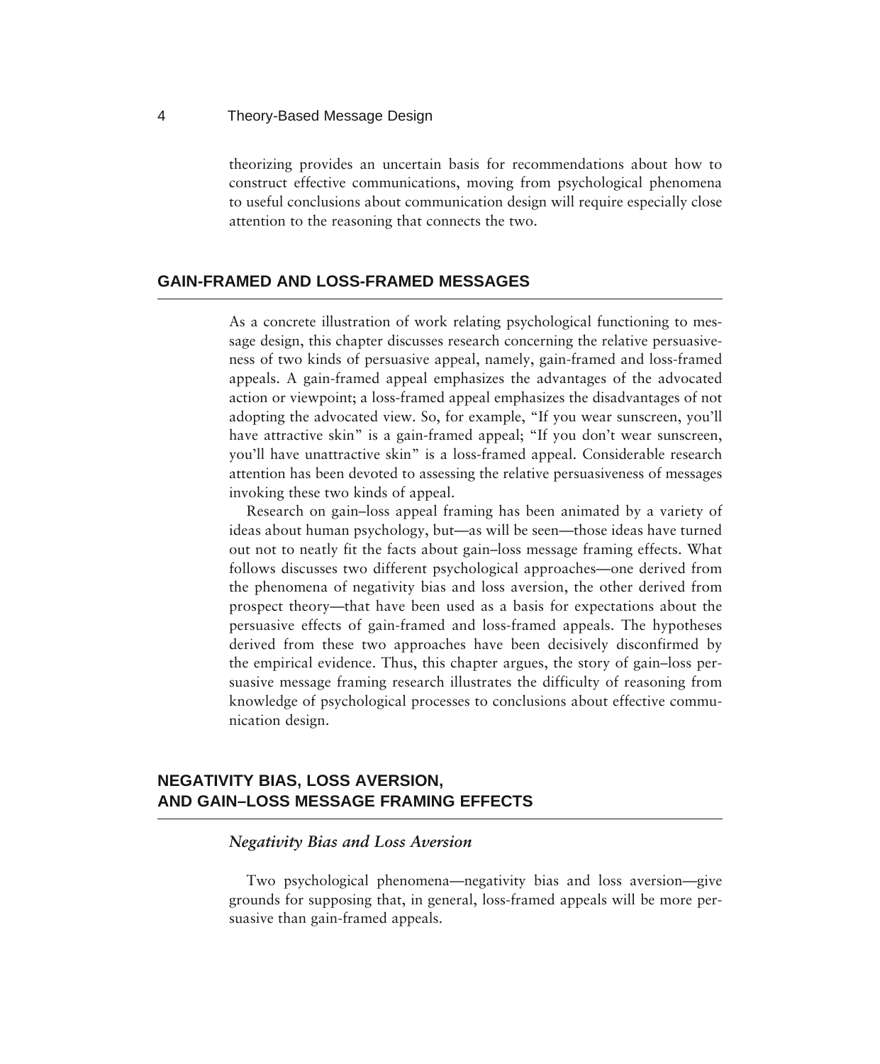theorizing provides an uncertain basis for recommendations about how to construct effective communications, moving from psychological phenomena to useful conclusions about communication design will require especially close attention to the reasoning that connects the two.

## GAIN-FRAMED AND LOSS-FRAMED MESSAGES

As a concrete illustration of work relating psychological functioning to message design, this chapter discusses research concerning the relative persuasiveness of two kinds of persuasive appeal, namely, gain-framed and loss-framed appeals. A gain-framed appeal emphasizes the advantages of the advocated action or viewpoint; a loss-framed appeal emphasizes the disadvantages of not adopting the advocated view. So, for example, "If you wear sunscreen, you'll have attractive skin" is a gain-framed appeal; "If you don't wear sunscreen, you'll have unattractive skin" is a loss-framed appeal. Considerable research attention has been devoted to assessing the relative persuasiveness of messages invoking these two kinds of appeal.

Research on gain–loss appeal framing has been animated by a variety of ideas about human psychology, but—as will be seen—those ideas have turned out not to neatly fit the facts about gain–loss message framing effects. What follows discusses two different psychological approaches—one derived from the phenomena of negativity bias and loss aversion, the other derived from prospect theory—that have been used as a basis for expectations about the persuasive effects of gain-framed and loss-framed appeals. The hypotheses derived from these two approaches have been decisively disconfirmed by the empirical evidence. Thus, this chapter argues, the story of gain–loss persuasive message framing research illustrates the difficulty of reasoning from knowledge of psychological processes to conclusions about effective communication design.

## NEGATIVITY BIAS, LOSS AVERSION, AND GAIN–LOSS MESSAGE FRAMING EFFECTS

### *Negativity Bias and Loss Aversion*

Two psychological phenomena—negativity bias and loss aversion—give grounds for supposing that, in general, loss-framed appeals will be more persuasive than gain-framed appeals.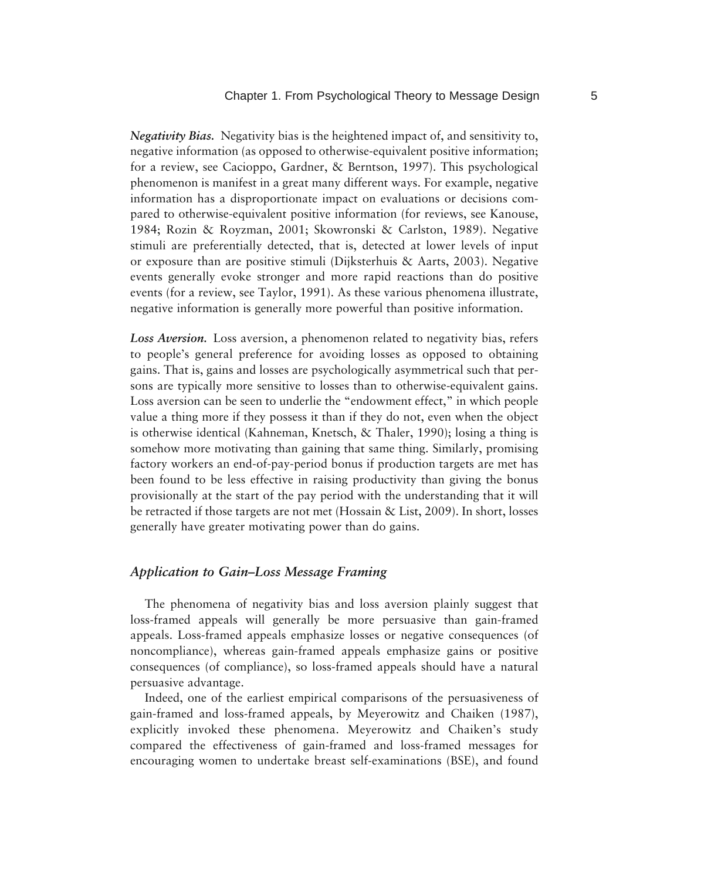***Negativity Bias.*** Negativity bias is the heightened impact of, and sensitivity to, negative information (as opposed to otherwise-equivalent positive information; for a review, see Cacioppo, Gardner, & Berntson, 1997). This psychological phenomenon is manifest in a great many different ways. For example, negative information has a disproportionate impact on evaluations or decisions compared to otherwise-equivalent positive information (for reviews, see Kanouse, 1984; Rozin & Royzman, 2001; Skowronski & Carlston, 1989). Negative stimuli are preferentially detected, that is, detected at lower levels of input or exposure than are positive stimuli (Dijksterhuis & Aarts, 2003). Negative events generally evoke stronger and more rapid reactions than do positive events (for a review, see Taylor, 1991). As these various phenomena illustrate, negative information is generally more powerful than positive information.

***Loss Aversion.*** Loss aversion, a phenomenon related to negativity bias, refers to people's general preference for avoiding losses as opposed to obtaining gains. That is, gains and losses are psychologically asymmetrical such that persons are typically more sensitive to losses than to otherwise-equivalent gains. Loss aversion can be seen to underlie the "endowment effect," in which people value a thing more if they possess it than if they do not, even when the object is otherwise identical (Kahneman, Knetsch, & Thaler, 1990); losing a thing is somehow more motivating than gaining that same thing. Similarly, promising factory workers an end-of-pay-period bonus if production targets are met has been found to be less effective in raising productivity than giving the bonus provisionally at the start of the pay period with the understanding that it will be retracted if those targets are not met (Hossain & List, 2009). In short, losses generally have greater motivating power than do gains.

### *Application to Gain–Loss Message Framing*

The phenomena of negativity bias and loss aversion plainly suggest that loss-framed appeals will generally be more persuasive than gain-framed appeals. Loss-framed appeals emphasize losses or negative consequences (of noncompliance), whereas gain-framed appeals emphasize gains or positive consequences (of compliance), so loss-framed appeals should have a natural persuasive advantage.

Indeed, one of the earliest empirical comparisons of the persuasiveness of gain-framed and loss-framed appeals, by Meyerowitz and Chaiken (1987), explicitly invoked these phenomena. Meyerowitz and Chaiken's study compared the effectiveness of gain-framed and loss-framed messages for encouraging women to undertake breast self-examinations (BSE), and found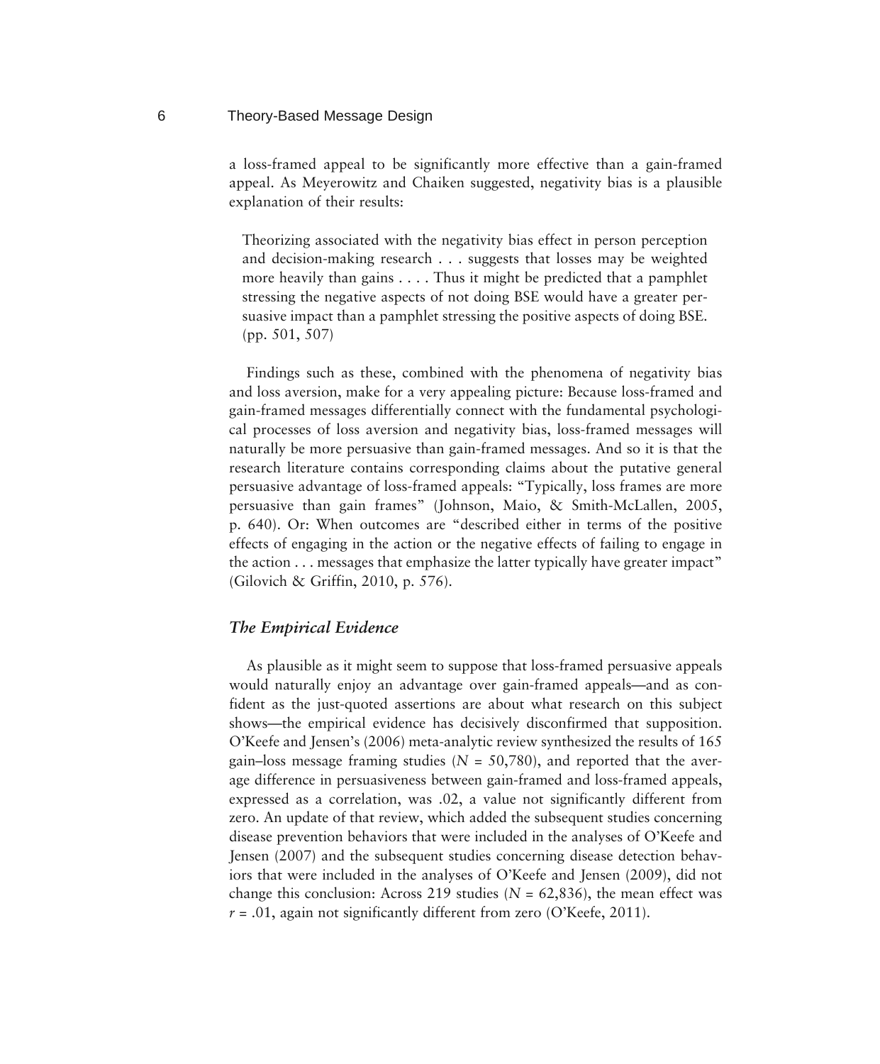a loss-framed appeal to be significantly more effective than a gain-framed appeal. As Meyerowitz and Chaiken suggested, negativity bias is a plausible explanation of their results:

> Theorizing associated with the negativity bias effect in person perception and decision-making research . . . suggests that losses may be weighted more heavily than gains . . . . Thus it might be predicted that a pamphlet stressing the negative aspects of not doing BSE would have a greater persuasive impact than a pamphlet stressing the positive aspects of doing BSE. (pp. 501, 507)

Findings such as these, combined with the phenomena of negativity bias and loss aversion, make for a very appealing picture: Because loss-framed and gain-framed messages differentially connect with the fundamental psychological processes of loss aversion and negativity bias, loss-framed messages will naturally be more persuasive than gain-framed messages. And so it is that the research literature contains corresponding claims about the putative general persuasive advantage of loss-framed appeals: "Typically, loss frames are more persuasive than gain frames" (Johnson, Maio, & Smith-McLallen, 2005, p. 640). Or: When outcomes are "described either in terms of the positive effects of engaging in the action or the negative effects of failing to engage in the action . . . messages that emphasize the latter typically have greater impact" (Gilovich & Griffin, 2010, p. 576).

### *The Empirical Evidence*

As plausible as it might seem to suppose that loss-framed persuasive appeals would naturally enjoy an advantage over gain-framed appeals—and as confident as the just-quoted assertions are about what research on this subject shows—the empirical evidence has decisively disconfirmed that supposition. O'Keefe and Jensen's (2006) meta-analytic review synthesized the results of 165 gain–loss message framing studies ($N = 50{,}780$), and reported that the average difference in persuasiveness between gain-framed and loss-framed appeals, expressed as a correlation, was .02, a value not significantly different from zero. An update of that review, which added the subsequent studies concerning disease prevention behaviors that were included in the analyses of O'Keefe and Jensen (2007) and the subsequent studies concerning disease detection behaviors that were included in the analyses of O'Keefe and Jensen (2009), did not change this conclusion: Across 219 studies ($N = 62{,}836$), the mean effect was $r = .01$, again not significantly different from zero (O'Keefe, 2011).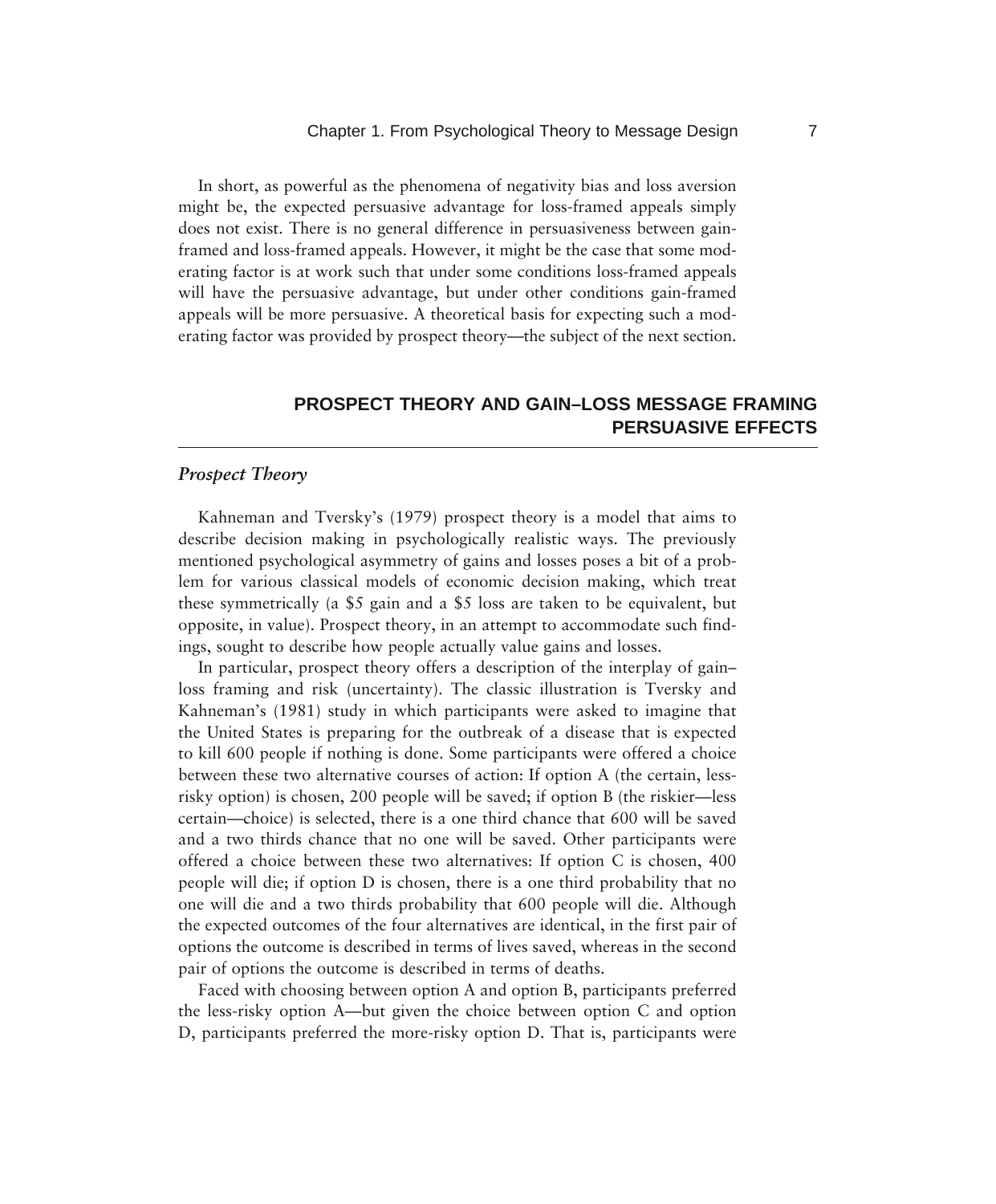In short, as powerful as the phenomena of negativity bias and loss aversion might be, the expected persuasive advantage for loss-framed appeals simply does not exist. There is no general difference in persuasiveness between gain-framed and loss-framed appeals. However, it might be the case that some moderating factor is at work such that under some conditions loss-framed appeals will have the persuasive advantage, but under other conditions gain-framed appeals will be more persuasive. A theoretical basis for expecting such a moderating factor was provided by prospect theory—the subject of the next section.

## PROSPECT THEORY AND GAIN–LOSS MESSAGE FRAMING PERSUASIVE EFFECTS

### *Prospect Theory*

Kahneman and Tversky's (1979) prospect theory is a model that aims to describe decision making in psychologically realistic ways. The previously mentioned psychological asymmetry of gains and losses poses a bit of a problem for various classical models of economic decision making, which treat these symmetrically (a $5 gain and a $5 loss are taken to be equivalent, but opposite, in value). Prospect theory, in an attempt to accommodate such findings, sought to describe how people actually value gains and losses.

In particular, prospect theory offers a description of the interplay of gain–loss framing and risk (uncertainty). The classic illustration is Tversky and Kahneman's (1981) study in which participants were asked to imagine that the United States is preparing for the outbreak of a disease that is expected to kill 600 people if nothing is done. Some participants were offered a choice between these two alternative courses of action: If option A (the certain, less-risky option) is chosen, 200 people will be saved; if option B (the riskier—less certain—choice) is selected, there is a one third chance that 600 will be saved and a two thirds chance that no one will be saved. Other participants were offered a choice between these two alternatives: If option C is chosen, 400 people will die; if option D is chosen, there is a one third probability that no one will die and a two thirds probability that 600 people will die. Although the expected outcomes of the four alternatives are identical, in the first pair of options the outcome is described in terms of lives saved, whereas in the second pair of options the outcome is described in terms of deaths.

Faced with choosing between option A and option B, participants preferred the less-risky option A—but given the choice between option C and option D, participants preferred the more-risky option D. That is, participants were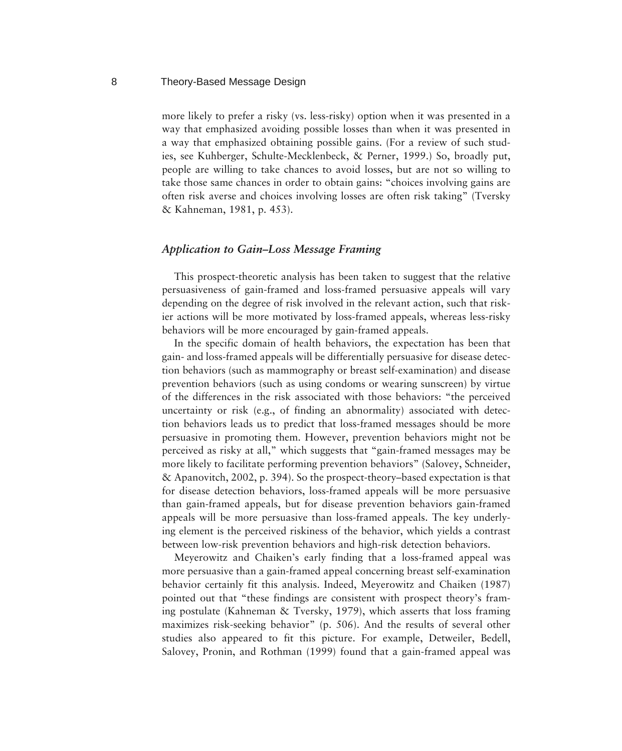more likely to prefer a risky (vs. less-risky) option when it was presented in a way that emphasized avoiding possible losses than when it was presented in a way that emphasized obtaining possible gains. (For a review of such studies, see Kuhberger, Schulte-Mecklenbeck, & Perner, 1999.) So, broadly put, people are willing to take chances to avoid losses, but are not so willing to take those same chances in order to obtain gains: "choices involving gains are often risk averse and choices involving losses are often risk taking" (Tversky & Kahneman, 1981, p. 453).

### *Application to Gain–Loss Message Framing*

This prospect-theoretic analysis has been taken to suggest that the relative persuasiveness of gain-framed and loss-framed persuasive appeals will vary depending on the degree of risk involved in the relevant action, such that riskier actions will be more motivated by loss-framed appeals, whereas less-risky behaviors will be more encouraged by gain-framed appeals.

In the specific domain of health behaviors, the expectation has been that gain- and loss-framed appeals will be differentially persuasive for disease detection behaviors (such as mammography or breast self-examination) and disease prevention behaviors (such as using condoms or wearing sunscreen) by virtue of the differences in the risk associated with those behaviors: "the perceived uncertainty or risk (e.g., of finding an abnormality) associated with detection behaviors leads us to predict that loss-framed messages should be more persuasive in promoting them. However, prevention behaviors might not be perceived as risky at all," which suggests that "gain-framed messages may be more likely to facilitate performing prevention behaviors" (Salovey, Schneider, & Apanovitch, 2002, p. 394). So the prospect-theory–based expectation is that for disease detection behaviors, loss-framed appeals will be more persuasive than gain-framed appeals, but for disease prevention behaviors gain-framed appeals will be more persuasive than loss-framed appeals. The key underlying element is the perceived riskiness of the behavior, which yields a contrast between low-risk prevention behaviors and high-risk detection behaviors.

Meyerowitz and Chaiken's early finding that a loss-framed appeal was more persuasive than a gain-framed appeal concerning breast self-examination behavior certainly fit this analysis. Indeed, Meyerowitz and Chaiken (1987) pointed out that "these findings are consistent with prospect theory's framing postulate (Kahneman & Tversky, 1979), which asserts that loss framing maximizes risk-seeking behavior" (p. 506). And the results of several other studies also appeared to fit this picture. For example, Detweiler, Bedell, Salovey, Pronin, and Rothman (1999) found that a gain-framed appeal was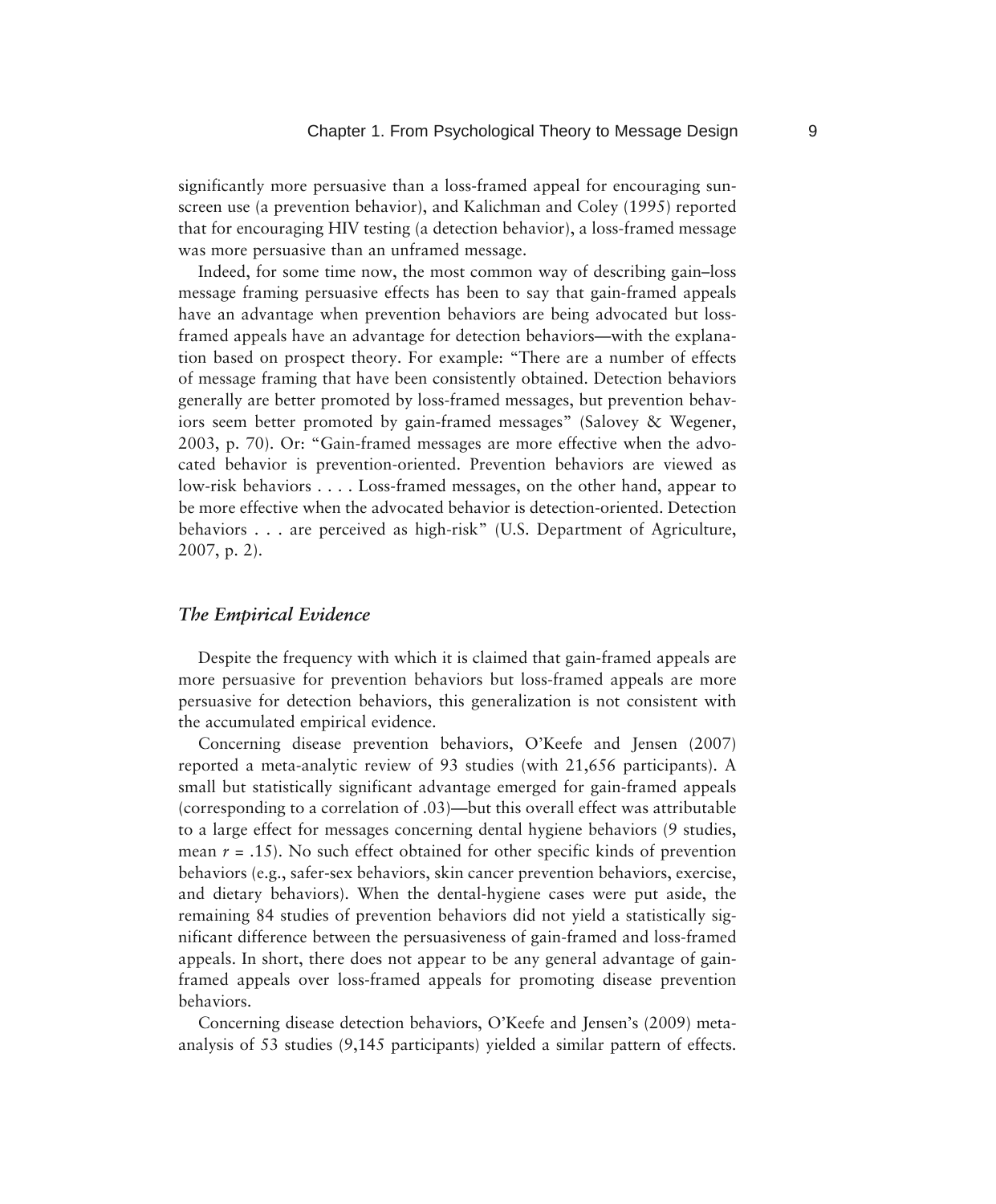significantly more persuasive than a loss-framed appeal for encouraging sunscreen use (a prevention behavior), and Kalichman and Coley (1995) reported that for encouraging HIV testing (a detection behavior), a loss-framed message was more persuasive than an unframed message.

Indeed, for some time now, the most common way of describing gain–loss message framing persuasive effects has been to say that gain-framed appeals have an advantage when prevention behaviors are being advocated but loss-framed appeals have an advantage for detection behaviors—with the explanation based on prospect theory. For example: "There are a number of effects of message framing that have been consistently obtained. Detection behaviors generally are better promoted by loss-framed messages, but prevention behaviors seem better promoted by gain-framed messages" (Salovey & Wegener, 2003, p. 70). Or: "Gain-framed messages are more effective when the advocated behavior is prevention-oriented. Prevention behaviors are viewed as low-risk behaviors . . . . Loss-framed messages, on the other hand, appear to be more effective when the advocated behavior is detection-oriented. Detection behaviors . . . are perceived as high-risk" (U.S. Department of Agriculture, 2007, p. 2).

### *The Empirical Evidence*

Despite the frequency with which it is claimed that gain-framed appeals are more persuasive for prevention behaviors but loss-framed appeals are more persuasive for detection behaviors, this generalization is not consistent with the accumulated empirical evidence.

Concerning disease prevention behaviors, O'Keefe and Jensen (2007) reported a meta-analytic review of 93 studies (with 21,656 participants). A small but statistically significant advantage emerged for gain-framed appeals (corresponding to a correlation of .03)—but this overall effect was attributable to a large effect for messages concerning dental hygiene behaviors (9 studies, mean $r = .15$). No such effect obtained for other specific kinds of prevention behaviors (e.g., safer-sex behaviors, skin cancer prevention behaviors, exercise, and dietary behaviors). When the dental-hygiene cases were put aside, the remaining 84 studies of prevention behaviors did not yield a statistically significant difference between the persuasiveness of gain-framed and loss-framed appeals. In short, there does not appear to be any general advantage of gain-framed appeals over loss-framed appeals for promoting disease prevention behaviors.

Concerning disease detection behaviors, O'Keefe and Jensen's (2009) meta-analysis of 53 studies (9,145 participants) yielded a similar pattern of effects.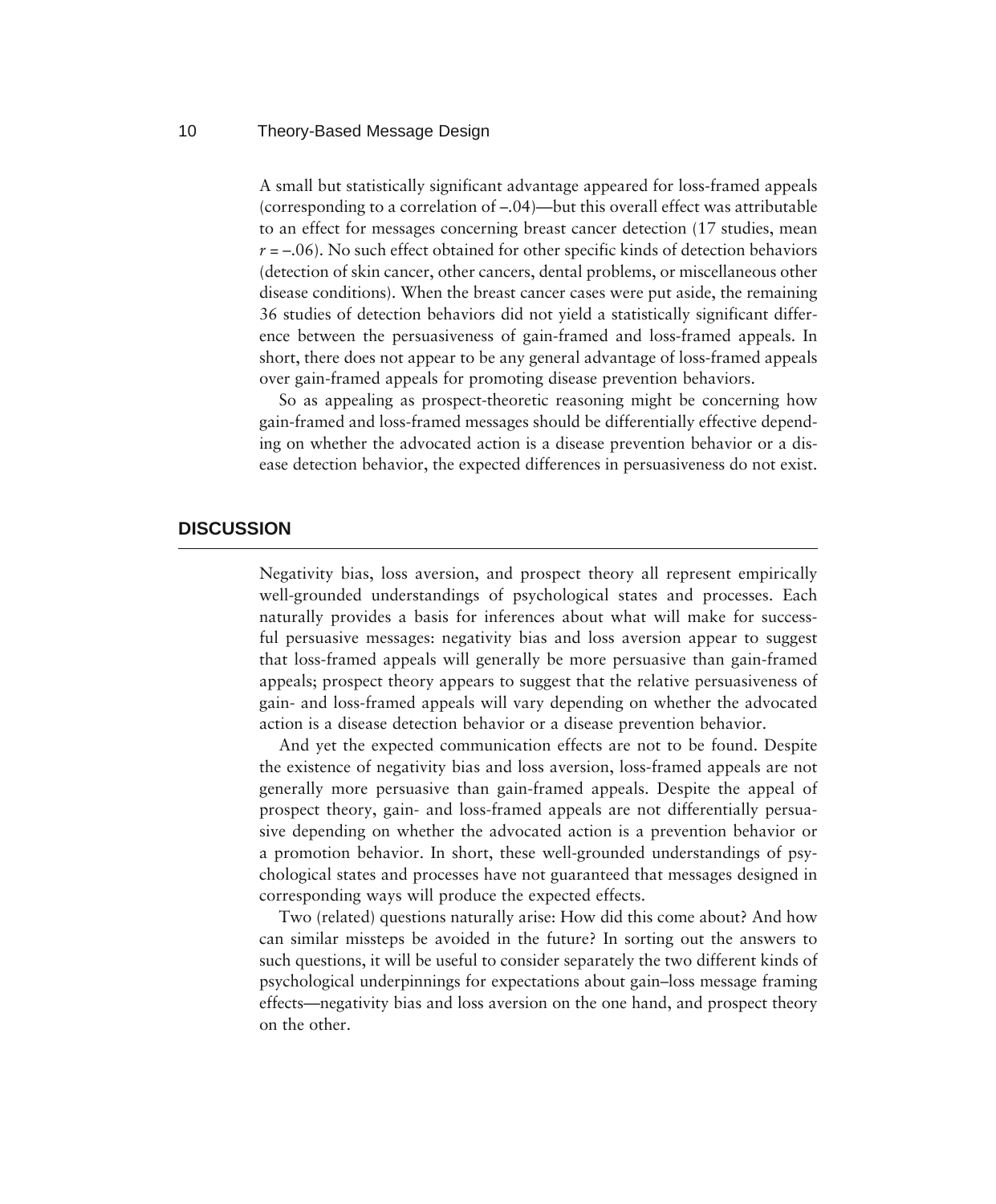A small but statistically significant advantage appeared for loss-framed appeals (corresponding to a correlation of –.04)—but this overall effect was attributable to an effect for messages concerning breast cancer detection (17 studies, mean $r = -.06$). No such effect obtained for other specific kinds of detection behaviors (detection of skin cancer, other cancers, dental problems, or miscellaneous other disease conditions). When the breast cancer cases were put aside, the remaining 36 studies of detection behaviors did not yield a statistically significant difference between the persuasiveness of gain-framed and loss-framed appeals. In short, there does not appear to be any general advantage of loss-framed appeals over gain-framed appeals for promoting disease prevention behaviors.

So as appealing as prospect-theoretic reasoning might be concerning how gain-framed and loss-framed messages should be differentially effective depending on whether the advocated action is a disease prevention behavior or a disease detection behavior, the expected differences in persuasiveness do not exist.

## DISCUSSION

Negativity bias, loss aversion, and prospect theory all represent empirically well-grounded understandings of psychological states and processes. Each naturally provides a basis for inferences about what will make for successful persuasive messages: negativity bias and loss aversion appear to suggest that loss-framed appeals will generally be more persuasive than gain-framed appeals; prospect theory appears to suggest that the relative persuasiveness of gain- and loss-framed appeals will vary depending on whether the advocated action is a disease detection behavior or a disease prevention behavior.

And yet the expected communication effects are not to be found. Despite the existence of negativity bias and loss aversion, loss-framed appeals are not generally more persuasive than gain-framed appeals. Despite the appeal of prospect theory, gain- and loss-framed appeals are not differentially persuasive depending on whether the advocated action is a prevention behavior or a promotion behavior. In short, these well-grounded understandings of psychological states and processes have not guaranteed that messages designed in corresponding ways will produce the expected effects.

Two (related) questions naturally arise: How did this come about? And how can similar missteps be avoided in the future? In sorting out the answers to such questions, it will be useful to consider separately the two different kinds of psychological underpinnings for expectations about gain–loss message framing effects—negativity bias and loss aversion on the one hand, and prospect theory on the other.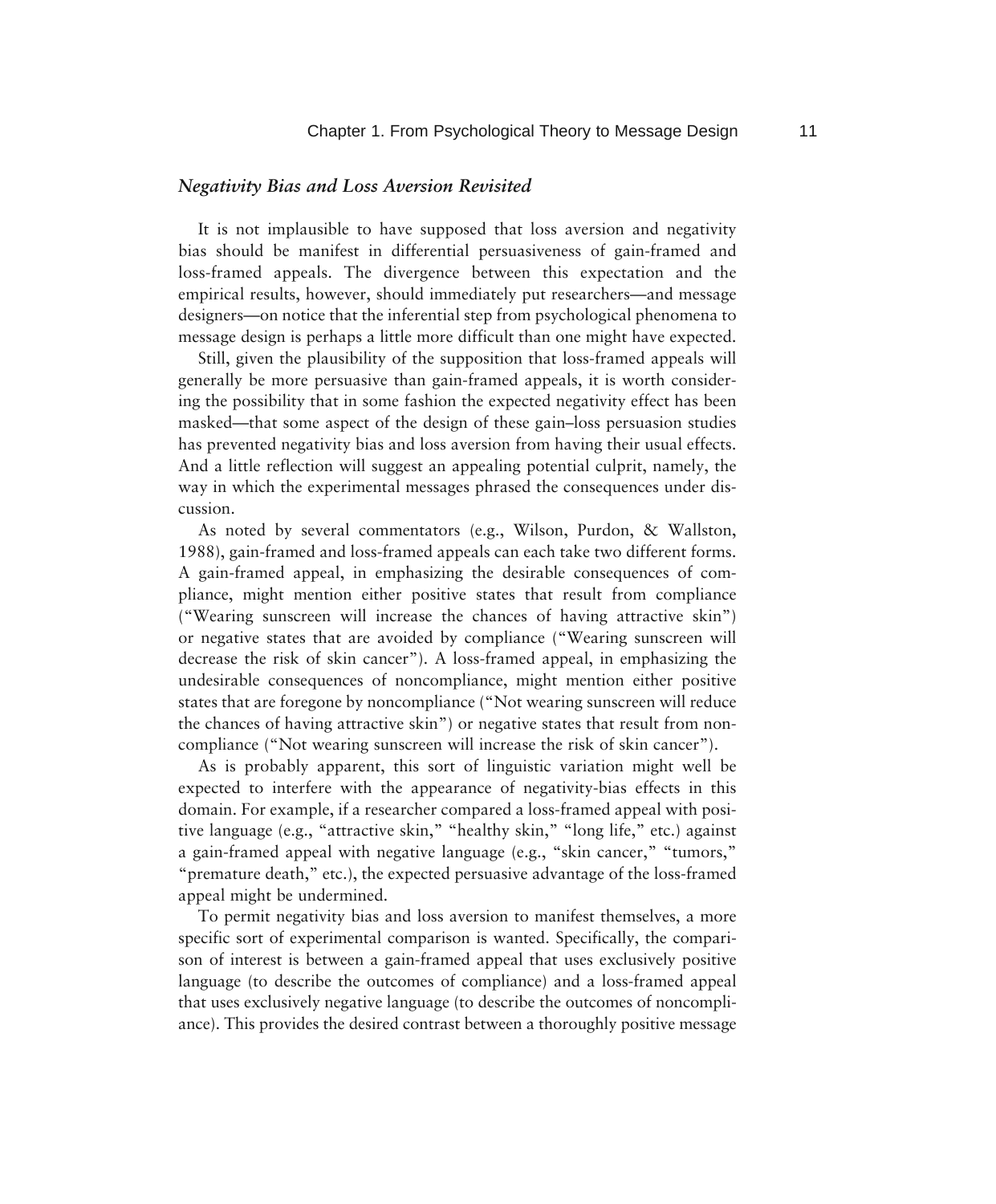### *Negativity Bias and Loss Aversion Revisited*

It is not implausible to have supposed that loss aversion and negativity bias should be manifest in differential persuasiveness of gain-framed and loss-framed appeals. The divergence between this expectation and the empirical results, however, should immediately put researchers—and message designers—on notice that the inferential step from psychological phenomena to message design is perhaps a little more difficult than one might have expected.

Still, given the plausibility of the supposition that loss-framed appeals will generally be more persuasive than gain-framed appeals, it is worth considering the possibility that in some fashion the expected negativity effect has been masked—that some aspect of the design of these gain–loss persuasion studies has prevented negativity bias and loss aversion from having their usual effects. And a little reflection will suggest an appealing potential culprit, namely, the way in which the experimental messages phrased the consequences under discussion.

As noted by several commentators (e.g., Wilson, Purdon, & Wallston, 1988), gain-framed and loss-framed appeals can each take two different forms. A gain-framed appeal, in emphasizing the desirable consequences of compliance, might mention either positive states that result from compliance ("Wearing sunscreen will increase the chances of having attractive skin") or negative states that are avoided by compliance ("Wearing sunscreen will decrease the risk of skin cancer"). A loss-framed appeal, in emphasizing the undesirable consequences of noncompliance, might mention either positive states that are foregone by noncompliance ("Not wearing sunscreen will reduce the chances of having attractive skin") or negative states that result from noncompliance ("Not wearing sunscreen will increase the risk of skin cancer").

As is probably apparent, this sort of linguistic variation might well be expected to interfere with the appearance of negativity-bias effects in this domain. For example, if a researcher compared a loss-framed appeal with positive language (e.g., "attractive skin," "healthy skin," "long life," etc.) against a gain-framed appeal with negative language (e.g., "skin cancer," "tumors," "premature death," etc.), the expected persuasive advantage of the loss-framed appeal might be undermined.

To permit negativity bias and loss aversion to manifest themselves, a more specific sort of experimental comparison is wanted. Specifically, the comparison of interest is between a gain-framed appeal that uses exclusively positive language (to describe the outcomes of compliance) and a loss-framed appeal that uses exclusively negative language (to describe the outcomes of noncompliance). This provides the desired contrast between a thoroughly positive message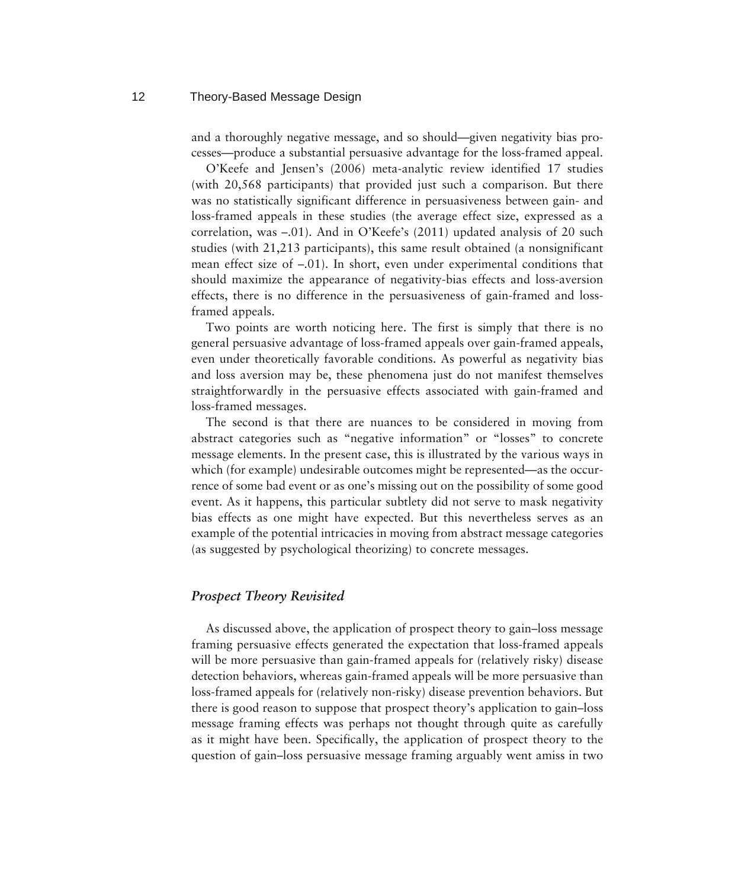and a thoroughly negative message, and so should—given negativity bias processes—produce a substantial persuasive advantage for the loss-framed appeal.

O'Keefe and Jensen's (2006) meta-analytic review identified 17 studies (with 20,568 participants) that provided just such a comparison. But there was no statistically significant difference in persuasiveness between gain- and loss-framed appeals in these studies (the average effect size, expressed as a correlation, was –.01). And in O'Keefe's (2011) updated analysis of 20 such studies (with 21,213 participants), this same result obtained (a nonsignificant mean effect size of –.01). In short, even under experimental conditions that should maximize the appearance of negativity-bias effects and loss-aversion effects, there is no difference in the persuasiveness of gain-framed and loss-framed appeals.

Two points are worth noticing here. The first is simply that there is no general persuasive advantage of loss-framed appeals over gain-framed appeals, even under theoretically favorable conditions. As powerful as negativity bias and loss aversion may be, these phenomena just do not manifest themselves straightforwardly in the persuasive effects associated with gain-framed and loss-framed messages.

The second is that there are nuances to be considered in moving from abstract categories such as "negative information" or "losses" to concrete message elements. In the present case, this is illustrated by the various ways in which (for example) undesirable outcomes might be represented—as the occurrence of some bad event or as one's missing out on the possibility of some good event. As it happens, this particular subtlety did not serve to mask negativity bias effects as one might have expected. But this nevertheless serves as an example of the potential intricacies in moving from abstract message categories (as suggested by psychological theorizing) to concrete messages.

### *Prospect Theory Revisited*

As discussed above, the application of prospect theory to gain–loss message framing persuasive effects generated the expectation that loss-framed appeals will be more persuasive than gain-framed appeals for (relatively risky) disease detection behaviors, whereas gain-framed appeals will be more persuasive than loss-framed appeals for (relatively non-risky) disease prevention behaviors. But there is good reason to suppose that prospect theory's application to gain–loss message framing effects was perhaps not thought through quite as carefully as it might have been. Specifically, the application of prospect theory to the question of gain–loss persuasive message framing arguably went amiss in two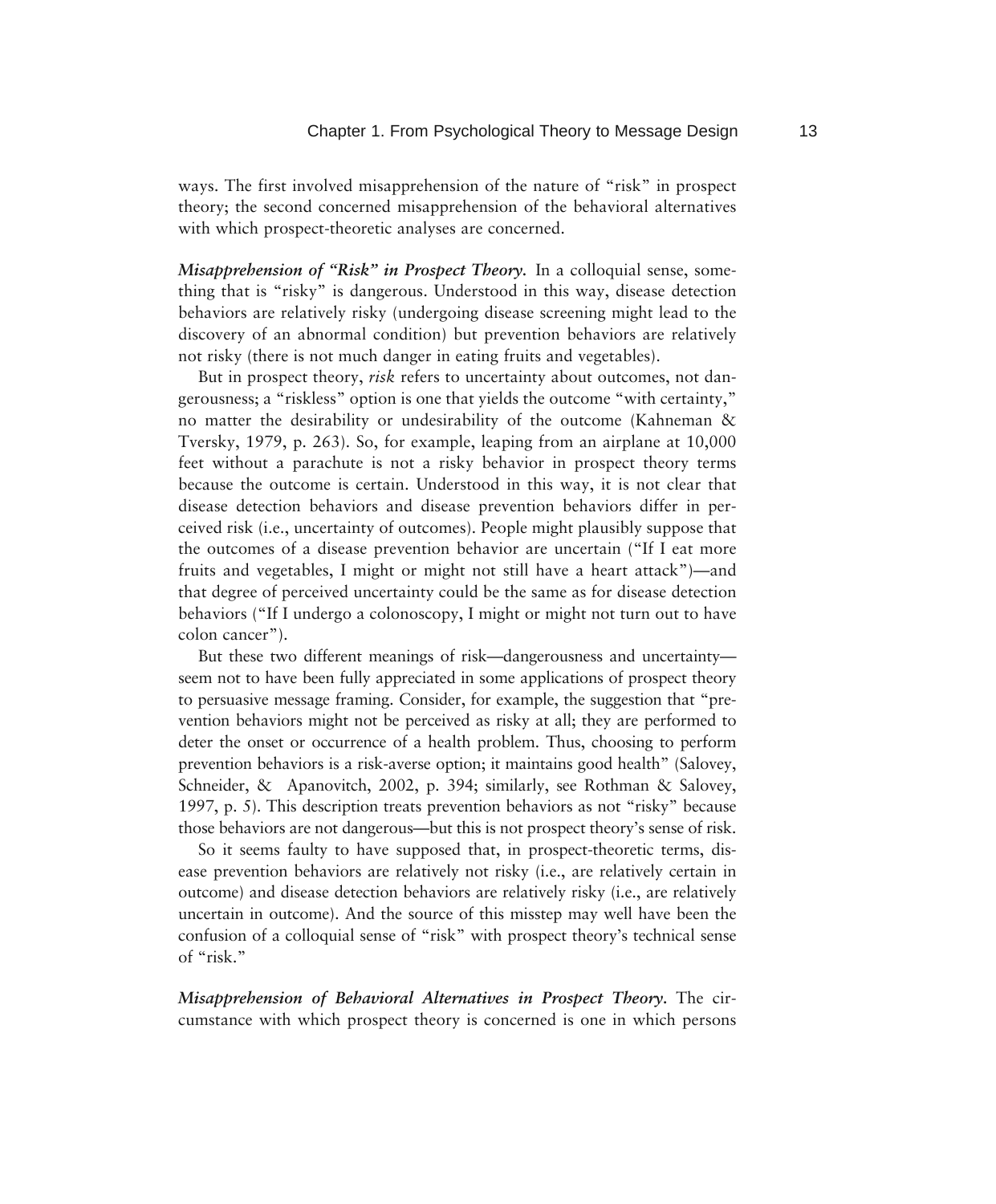ways. The first involved misapprehension of the nature of "risk" in prospect theory; the second concerned misapprehension of the behavioral alternatives with which prospect-theoretic analyses are concerned.

***Misapprehension of "Risk" in Prospect Theory.*** In a colloquial sense, something that is "risky" is dangerous. Understood in this way, disease detection behaviors are relatively risky (undergoing disease screening might lead to the discovery of an abnormal condition) but prevention behaviors are relatively not risky (there is not much danger in eating fruits and vegetables).

But in prospect theory, *risk* refers to uncertainty about outcomes, not dangerousness; a "riskless" option is one that yields the outcome "with certainty," no matter the desirability or undesirability of the outcome (Kahneman & Tversky, 1979, p. 263). So, for example, leaping from an airplane at 10,000 feet without a parachute is not a risky behavior in prospect theory terms because the outcome is certain. Understood in this way, it is not clear that disease detection behaviors and disease prevention behaviors differ in perceived risk (i.e., uncertainty of outcomes). People might plausibly suppose that the outcomes of a disease prevention behavior are uncertain ("If I eat more fruits and vegetables, I might or might not still have a heart attack")—and that degree of perceived uncertainty could be the same as for disease detection behaviors ("If I undergo a colonoscopy, I might or might not turn out to have colon cancer").

But these two different meanings of risk—dangerousness and uncertainty—seem not to have been fully appreciated in some applications of prospect theory to persuasive message framing. Consider, for example, the suggestion that "prevention behaviors might not be perceived as risky at all; they are performed to deter the onset or occurrence of a health problem. Thus, choosing to perform prevention behaviors is a risk-averse option; it maintains good health" (Salovey, Schneider, & Apanovitch, 2002, p. 394; similarly, see Rothman & Salovey, 1997, p. 5). This description treats prevention behaviors as not "risky" because those behaviors are not dangerous—but this is not prospect theory's sense of risk.

So it seems faulty to have supposed that, in prospect-theoretic terms, disease prevention behaviors are relatively not risky (i.e., are relatively certain in outcome) and disease detection behaviors are relatively risky (i.e., are relatively uncertain in outcome). And the source of this misstep may well have been the confusion of a colloquial sense of "risk" with prospect theory's technical sense of "risk."

***Misapprehension of Behavioral Alternatives in Prospect Theory.*** The circumstance with which prospect theory is concerned is one in which persons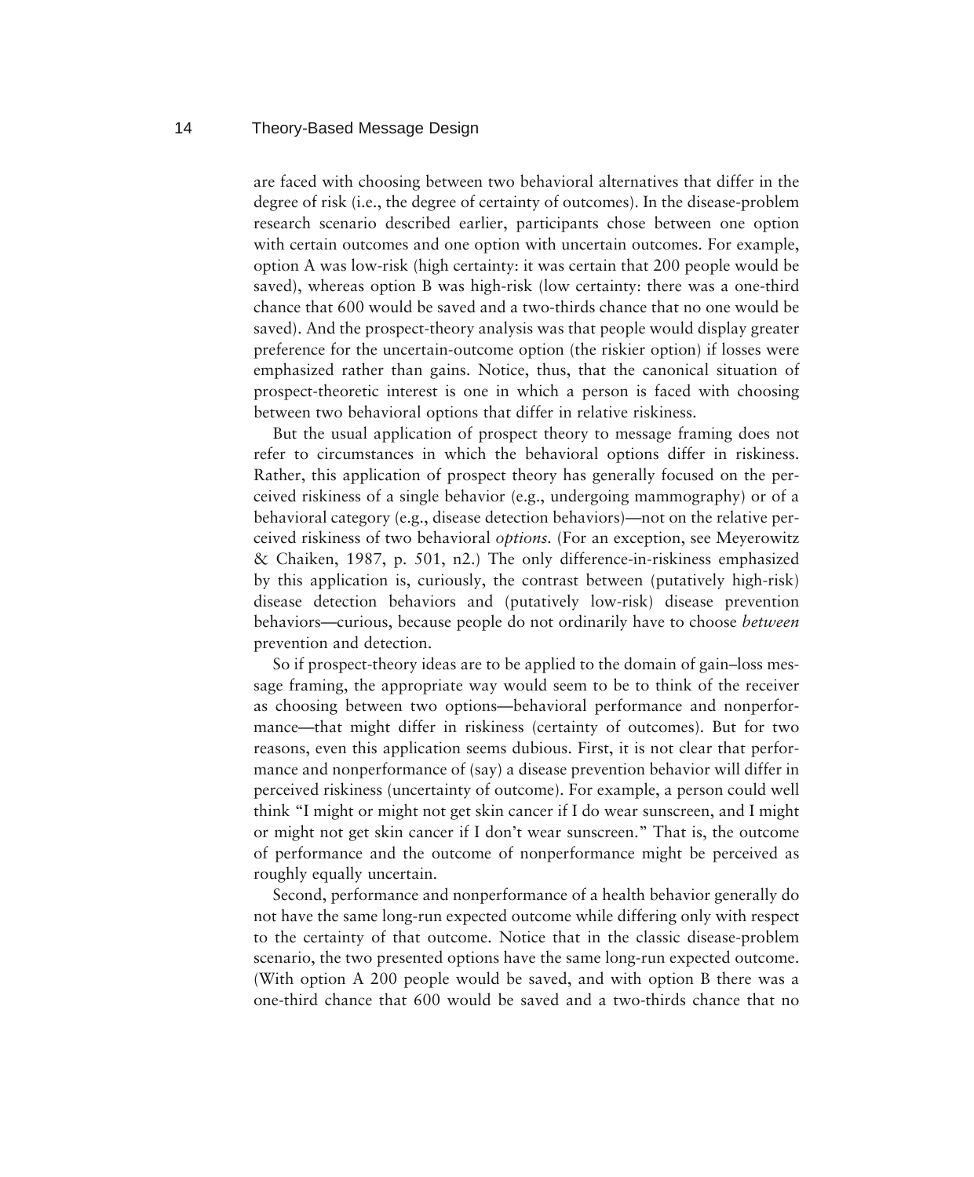are faced with choosing between two behavioral alternatives that differ in the degree of risk (i.e., the degree of certainty of outcomes). In the disease-problem research scenario described earlier, participants chose between one option with certain outcomes and one option with uncertain outcomes. For example, option A was low-risk (high certainty: it was certain that 200 people would be saved), whereas option B was high-risk (low certainty: there was a one-third chance that 600 would be saved and a two-thirds chance that no one would be saved). And the prospect-theory analysis was that people would display greater preference for the uncertain-outcome option (the riskier option) if losses were emphasized rather than gains. Notice, thus, that the canonical situation of prospect-theoretic interest is one in which a person is faced with choosing between two behavioral options that differ in relative riskiness.

But the usual application of prospect theory to message framing does not refer to circumstances in which the behavioral options differ in riskiness. Rather, this application of prospect theory has generally focused on the perceived riskiness of a single behavior (e.g., undergoing mammography) or of a behavioral category (e.g., disease detection behaviors)—not on the relative perceived riskiness of two behavioral *options.* (For an exception, see Meyerowitz & Chaiken, 1987, p. 501, n2.) The only difference-in-riskiness emphasized by this application is, curiously, the contrast between (putatively high-risk) disease detection behaviors and (putatively low-risk) disease prevention behaviors—curious, because people do not ordinarily have to choose *between* prevention and detection.

So if prospect-theory ideas are to be applied to the domain of gain–loss message framing, the appropriate way would seem to be to think of the receiver as choosing between two options—behavioral performance and nonperformance—that might differ in riskiness (certainty of outcomes). But for two reasons, even this application seems dubious. First, it is not clear that performance and nonperformance of (say) a disease prevention behavior will differ in perceived riskiness (uncertainty of outcome). For example, a person could well think "I might or might not get skin cancer if I do wear sunscreen, and I might or might not get skin cancer if I don't wear sunscreen." That is, the outcome of performance and the outcome of nonperformance might be perceived as roughly equally uncertain.

Second, performance and nonperformance of a health behavior generally do not have the same long-run expected outcome while differing only with respect to the certainty of that outcome. Notice that in the classic disease-problem scenario, the two presented options have the same long-run expected outcome. (With option A 200 people would be saved, and with option B there was a one-third chance that 600 would be saved and a two-thirds chance that no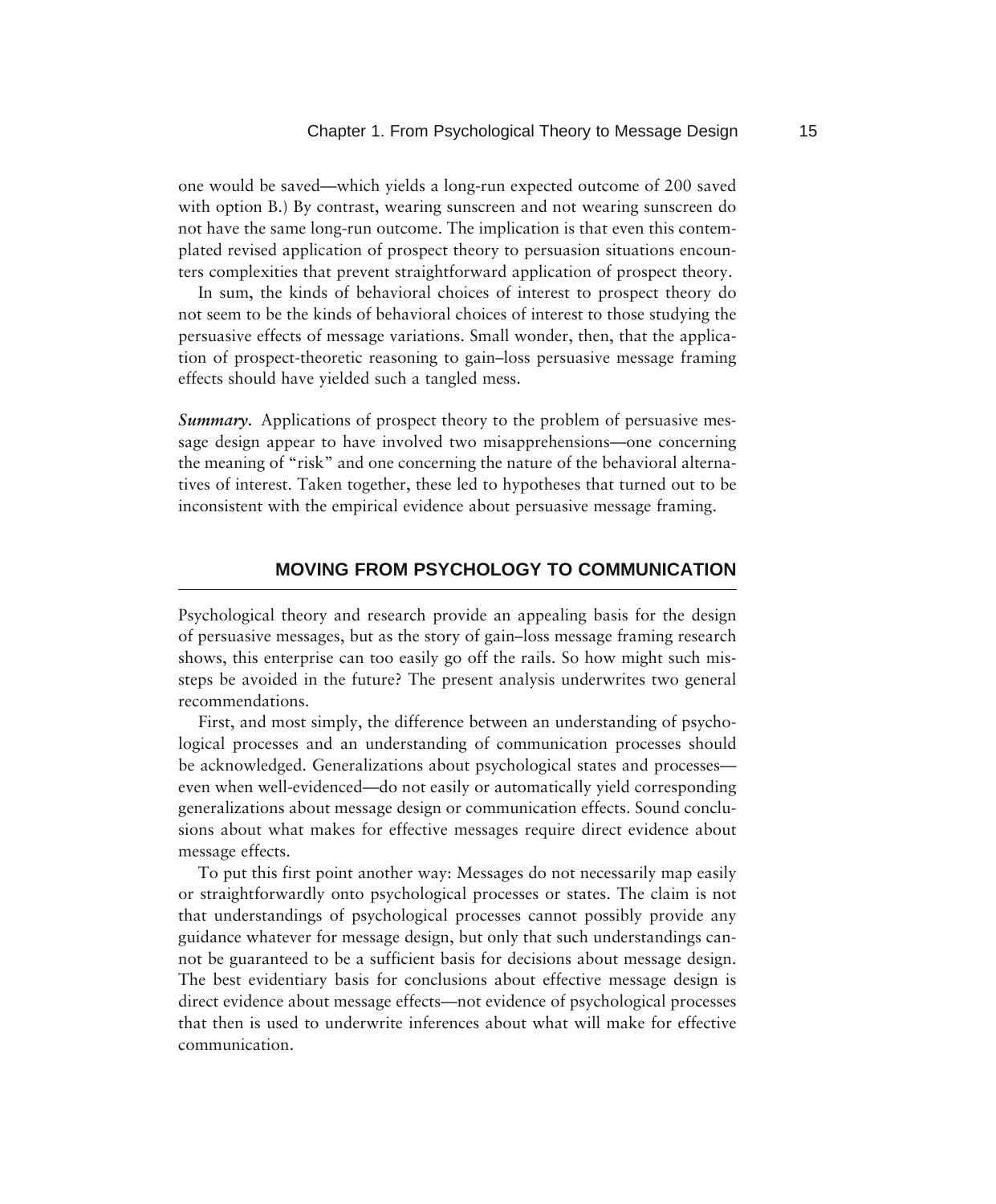one would be saved—which yields a long-run expected outcome of 200 saved with option B.) By contrast, wearing sunscreen and not wearing sunscreen do not have the same long-run outcome. The implication is that even this contemplated revised application of prospect theory to persuasion situations encounters complexities that prevent straightforward application of prospect theory.

In sum, the kinds of behavioral choices of interest to prospect theory do not seem to be the kinds of behavioral choices of interest to those studying the persuasive effects of message variations. Small wonder, then, that the application of prospect-theoretic reasoning to gain–loss persuasive message framing effects should have yielded such a tangled mess.

***Summary.*** Applications of prospect theory to the problem of persuasive message design appear to have involved two misapprehensions—one concerning the meaning of "risk" and one concerning the nature of the behavioral alternatives of interest. Taken together, these led to hypotheses that turned out to be inconsistent with the empirical evidence about persuasive message framing.

## MOVING FROM PSYCHOLOGY TO COMMUNICATION

Psychological theory and research provide an appealing basis for the design of persuasive messages, but as the story of gain–loss message framing research shows, this enterprise can too easily go off the rails. So how might such missteps be avoided in the future? The present analysis underwrites two general recommendations.

First, and most simply, the difference between an understanding of psychological processes and an understanding of communication processes should be acknowledged. Generalizations about psychological states and processes—even when well-evidenced—do not easily or automatically yield corresponding generalizations about message design or communication effects. Sound conclusions about what makes for effective messages require direct evidence about message effects.

To put this first point another way: Messages do not necessarily map easily or straightforwardly onto psychological processes or states. The claim is not that understandings of psychological processes cannot possibly provide any guidance whatever for message design, but only that such understandings cannot be guaranteed to be a sufficient basis for decisions about message design. The best evidentiary basis for conclusions about effective message design is direct evidence about message effects—not evidence of psychological processes that then is used to underwrite inferences about what will make for effective communication.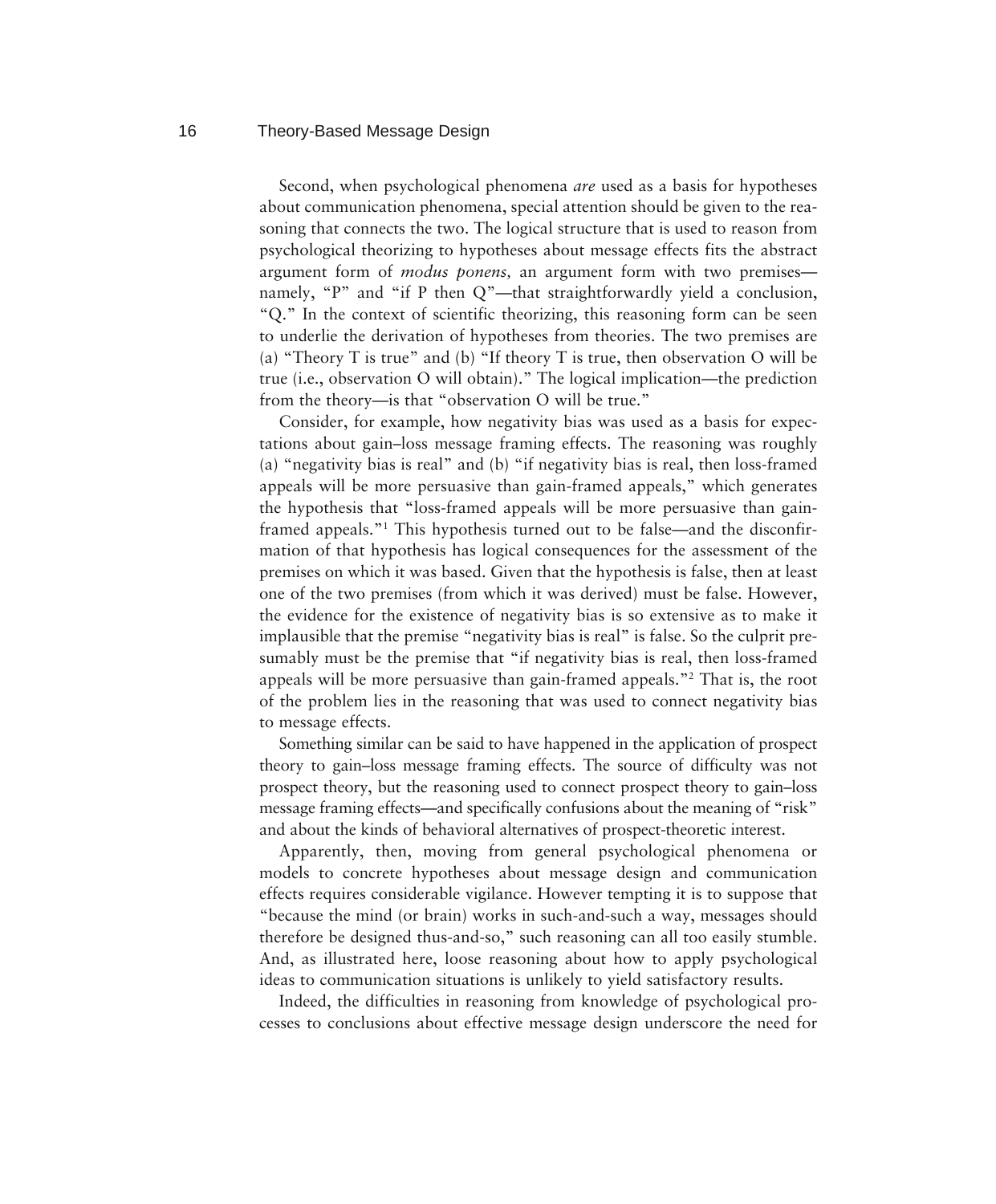Second, when psychological phenomena *are* used as a basis for hypotheses about communication phenomena, special attention should be given to the reasoning that connects the two. The logical structure that is used to reason from psychological theorizing to hypotheses about message effects fits the abstract argument form of *modus ponens,* an argument form with two premises—namely, "P" and "if P then Q"—that straightforwardly yield a conclusion, "Q." In the context of scientific theorizing, this reasoning form can be seen to underlie the derivation of hypotheses from theories. The two premises are (a) "Theory T is true" and (b) "If theory T is true, then observation O will be true (i.e., observation O will obtain)." The logical implication—the prediction from the theory—is that "observation O will be true."

Consider, for example, how negativity bias was used as a basis for expectations about gain–loss message framing effects. The reasoning was roughly (a) "negativity bias is real" and (b) "if negativity bias is real, then loss-framed appeals will be more persuasive than gain-framed appeals," which generates the hypothesis that "loss-framed appeals will be more persuasive than gain-framed appeals."[1] This hypothesis turned out to be false—and the disconfirmation of that hypothesis has logical consequences for the assessment of the premises on which it was based. Given that the hypothesis is false, then at least one of the two premises (from which it was derived) must be false. However, the evidence for the existence of negativity bias is so extensive as to make it implausible that the premise "negativity bias is real" is false. So the culprit presumably must be the premise that "if negativity bias is real, then loss-framed appeals will be more persuasive than gain-framed appeals."[2] That is, the root of the problem lies in the reasoning that was used to connect negativity bias to message effects.

Something similar can be said to have happened in the application of prospect theory to gain–loss message framing effects. The source of difficulty was not prospect theory, but the reasoning used to connect prospect theory to gain–loss message framing effects—and specifically confusions about the meaning of "risk" and about the kinds of behavioral alternatives of prospect-theoretic interest.

Apparently, then, moving from general psychological phenomena or models to concrete hypotheses about message design and communication effects requires considerable vigilance. However tempting it is to suppose that "because the mind (or brain) works in such-and-such a way, messages should therefore be designed thus-and-so," such reasoning can all too easily stumble. And, as illustrated here, loose reasoning about how to apply psychological ideas to communication situations is unlikely to yield satisfactory results.

Indeed, the difficulties in reasoning from knowledge of psychological processes to conclusions about effective message design underscore the need for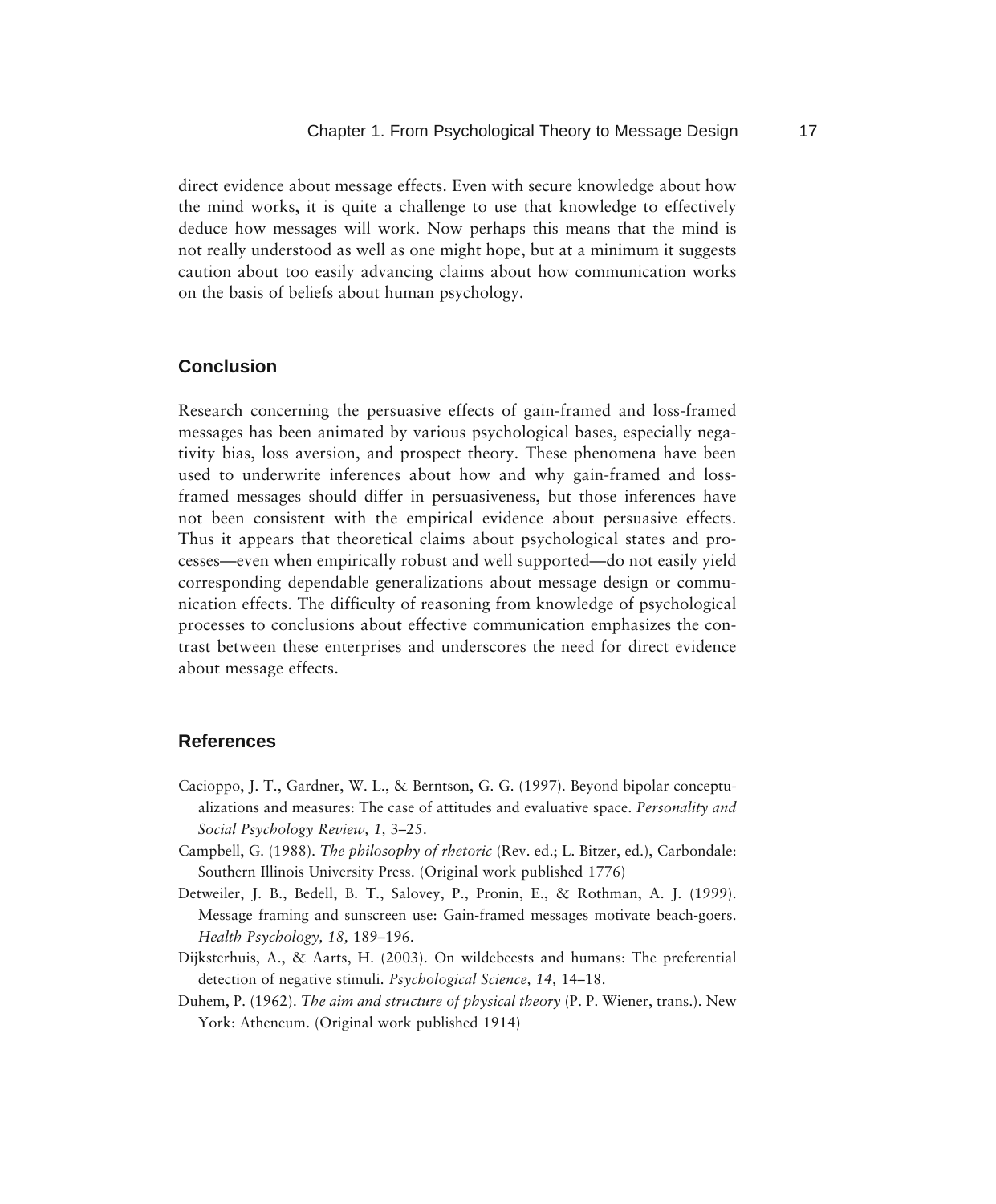direct evidence about message effects. Even with secure knowledge about how the mind works, it is quite a challenge to use that knowledge to effectively deduce how messages will work. Now perhaps this means that the mind is not really understood as well as one might hope, but at a minimum it suggests caution about too easily advancing claims about how communication works on the basis of beliefs about human psychology.

## Conclusion

Research concerning the persuasive effects of gain-framed and loss-framed messages has been animated by various psychological bases, especially negativity bias, loss aversion, and prospect theory. These phenomena have been used to underwrite inferences about how and why gain-framed and loss-framed messages should differ in persuasiveness, but those inferences have not been consistent with the empirical evidence about persuasive effects. Thus it appears that theoretical claims about psychological states and processes—even when empirically robust and well supported—do not easily yield corresponding dependable generalizations about message design or communication effects. The difficulty of reasoning from knowledge of psychological processes to conclusions about effective communication emphasizes the contrast between these enterprises and underscores the need for direct evidence about message effects.

## References

Cacioppo, J. T., Gardner, W. L., & Berntson, G. G. (1997). Beyond bipolar conceptualizations and measures: The case of attitudes and evaluative space. *Personality and Social Psychology Review, 1,* 3–25.

Campbell, G. (1988). *The philosophy of rhetoric* (Rev. ed.; L. Bitzer, ed.), Carbondale: Southern Illinois University Press. (Original work published 1776)

Detweiler, J. B., Bedell, B. T., Salovey, P., Pronin, E., & Rothman, A. J. (1999). Message framing and sunscreen use: Gain-framed messages motivate beach-goers. *Health Psychology, 18,* 189–196.

Dijksterhuis, A., & Aarts, H. (2003). On wildebeests and humans: The preferential detection of negative stimuli. *Psychological Science, 14,* 14–18.

Duhem, P. (1962). *The aim and structure of physical theory* (P. P. Wiener, trans.). New York: Atheneum. (Original work published 1914)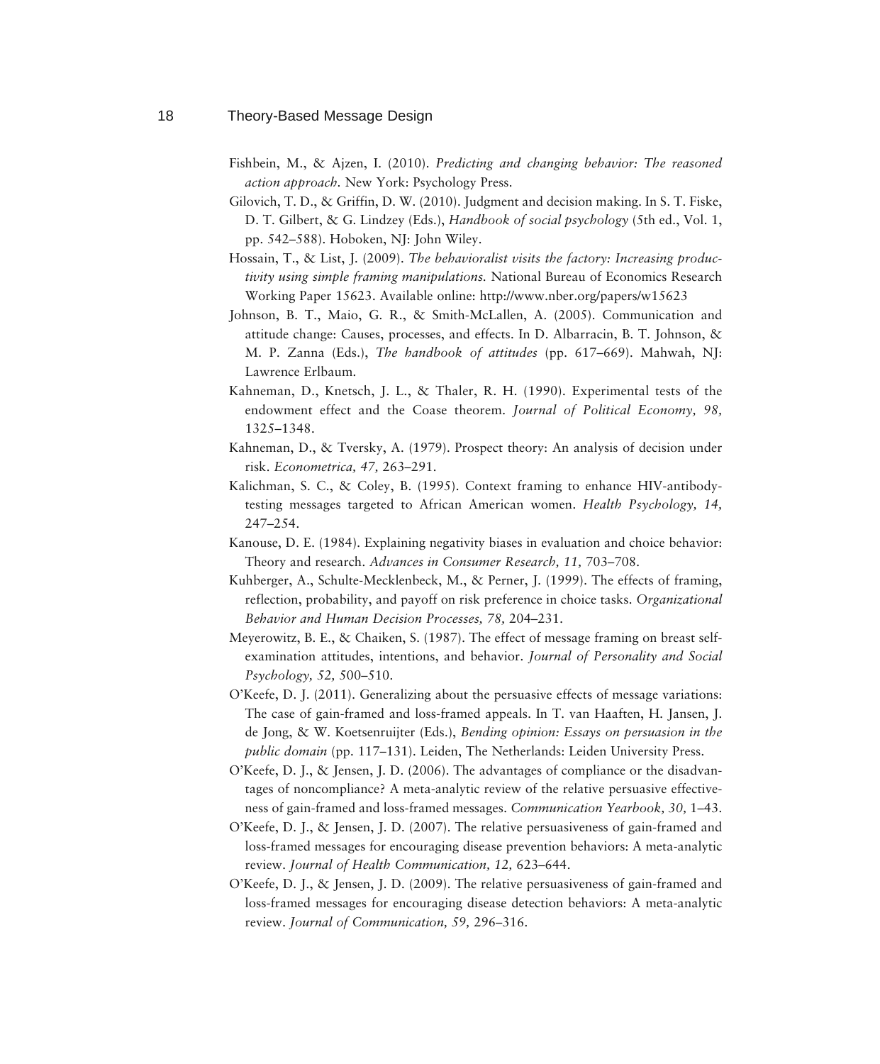Fishbein, M., & Ajzen, I. (2010). *Predicting and changing behavior: The reasoned action approach.* New York: Psychology Press.

Gilovich, T. D., & Griffin, D. W. (2010). Judgment and decision making. In S. T. Fiske, D. T. Gilbert, & G. Lindzey (Eds.), *Handbook of social psychology* (5th ed., Vol. 1, pp. 542–588). Hoboken, NJ: John Wiley.

Hossain, T., & List, J. (2009). *The behavioralist visits the factory: Increasing productivity using simple framing manipulations.* National Bureau of Economics Research Working Paper 15623. Available online: http://www.nber.org/papers/w15623

Johnson, B. T., Maio, G. R., & Smith-McLallen, A. (2005). Communication and attitude change: Causes, processes, and effects. In D. Albarracin, B. T. Johnson, & M. P. Zanna (Eds.), *The handbook of attitudes* (pp. 617–669). Mahwah, NJ: Lawrence Erlbaum.

Kahneman, D., Knetsch, J. L., & Thaler, R. H. (1990). Experimental tests of the endowment effect and the Coase theorem. *Journal of Political Economy, 98,* 1325–1348.

Kahneman, D., & Tversky, A. (1979). Prospect theory: An analysis of decision under risk. *Econometrica, 47,* 263–291.

Kalichman, S. C., & Coley, B. (1995). Context framing to enhance HIV-antibody-testing messages targeted to African American women. *Health Psychology, 14,* 247–254.

Kanouse, D. E. (1984). Explaining negativity biases in evaluation and choice behavior: Theory and research. *Advances in Consumer Research, 11,* 703–708.

Kuhberger, A., Schulte-Mecklenbeck, M., & Perner, J. (1999). The effects of framing, reflection, probability, and payoff on risk preference in choice tasks. *Organizational Behavior and Human Decision Processes, 78,* 204–231.

Meyerowitz, B. E., & Chaiken, S. (1987). The effect of message framing on breast self-examination attitudes, intentions, and behavior. *Journal of Personality and Social Psychology, 52,* 500–510.

O'Keefe, D. J. (2011). Generalizing about the persuasive effects of message variations: The case of gain-framed and loss-framed appeals. In T. van Haaften, H. Jansen, J. de Jong, & W. Koetsenruijter (Eds.), *Bending opinion: Essays on persuasion in the public domain* (pp. 117–131). Leiden, The Netherlands: Leiden University Press.

O'Keefe, D. J., & Jensen, J. D. (2006). The advantages of compliance or the disadvantages of noncompliance? A meta-analytic review of the relative persuasive effectiveness of gain-framed and loss-framed messages. *Communication Yearbook, 30,* 1–43.

O'Keefe, D. J., & Jensen, J. D. (2007). The relative persuasiveness of gain-framed and loss-framed messages for encouraging disease prevention behaviors: A meta-analytic review. *Journal of Health Communication, 12,* 623–644.

O'Keefe, D. J., & Jensen, J. D. (2009). The relative persuasiveness of gain-framed and loss-framed messages for encouraging disease detection behaviors: A meta-analytic review. *Journal of Communication, 59,* 296–316.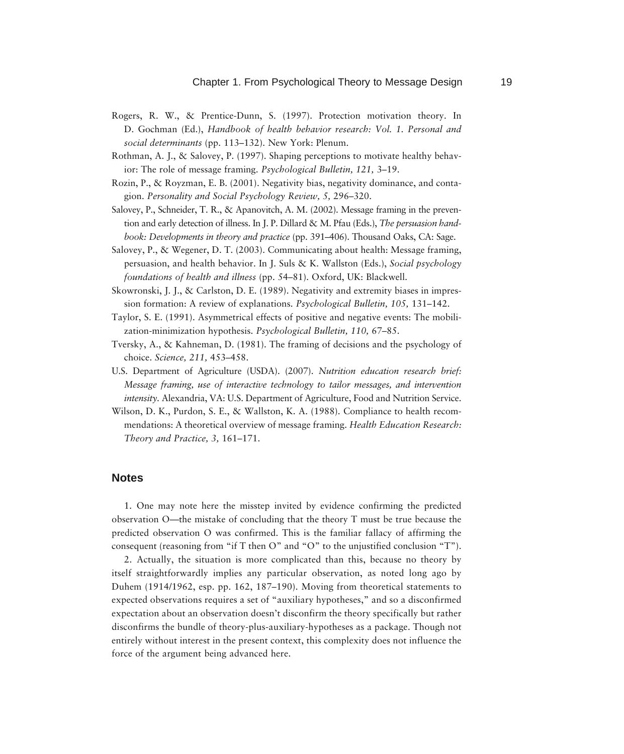Rogers, R. W., & Prentice-Dunn, S. (1997). Protection motivation theory. In D. Gochman (Ed.), *Handbook of health behavior research: Vol. 1. Personal and social determinants* (pp. 113–132). New York: Plenum.

Rothman, A. J., & Salovey, P. (1997). Shaping perceptions to motivate healthy behavior: The role of message framing. *Psychological Bulletin, 121,* 3–19.

Rozin, P., & Royzman, E. B. (2001). Negativity bias, negativity dominance, and contagion. *Personality and Social Psychology Review, 5,* 296–320.

Salovey, P., Schneider, T. R., & Apanovitch, A. M. (2002). Message framing in the prevention and early detection of illness. In J. P. Dillard & M. Pfau (Eds.), *The persuasion handbook: Developments in theory and practice* (pp. 391–406). Thousand Oaks, CA: Sage.

Salovey, P., & Wegener, D. T. (2003). Communicating about health: Message framing, persuasion, and health behavior. In J. Suls & K. Wallston (Eds.), *Social psychology foundations of health and illness* (pp. 54–81). Oxford, UK: Blackwell.

Skowronski, J. J., & Carlston, D. E. (1989). Negativity and extremity biases in impression formation: A review of explanations. *Psychological Bulletin, 105,* 131–142.

Taylor, S. E. (1991). Asymmetrical effects of positive and negative events: The mobilization-minimization hypothesis. *Psychological Bulletin, 110,* 67–85.

Tversky, A., & Kahneman, D. (1981). The framing of decisions and the psychology of choice. *Science, 211,* 453–458.

U.S. Department of Agriculture (USDA). (2007). *Nutrition education research brief: Message framing, use of interactive technology to tailor messages, and intervention intensity.* Alexandria, VA: U.S. Department of Agriculture, Food and Nutrition Service.

Wilson, D. K., Purdon, S. E., & Wallston, K. A. (1988). Compliance to health recommendations: A theoretical overview of message framing. *Health Education Research: Theory and Practice, 3,* 161–171.

## Notes

1. One may note here the misstep invited by evidence confirming the predicted observation O—the mistake of concluding that the theory T must be true because the predicted observation O was confirmed. This is the familiar fallacy of affirming the consequent (reasoning from "if T then O" and "O" to the unjustified conclusion "T").

2. Actually, the situation is more complicated than this, because no theory by itself straightforwardly implies any particular observation, as noted long ago by Duhem (1914/1962, esp. pp. 162, 187–190). Moving from theoretical statements to expected observations requires a set of "auxiliary hypotheses," and so a disconfirmed expectation about an observation doesn't disconfirm the theory specifically but rather disconfirms the bundle of theory-plus-auxiliary-hypotheses as a package. Though not entirely without interest in the present context, this complexity does not influence the force of the argument being advanced here.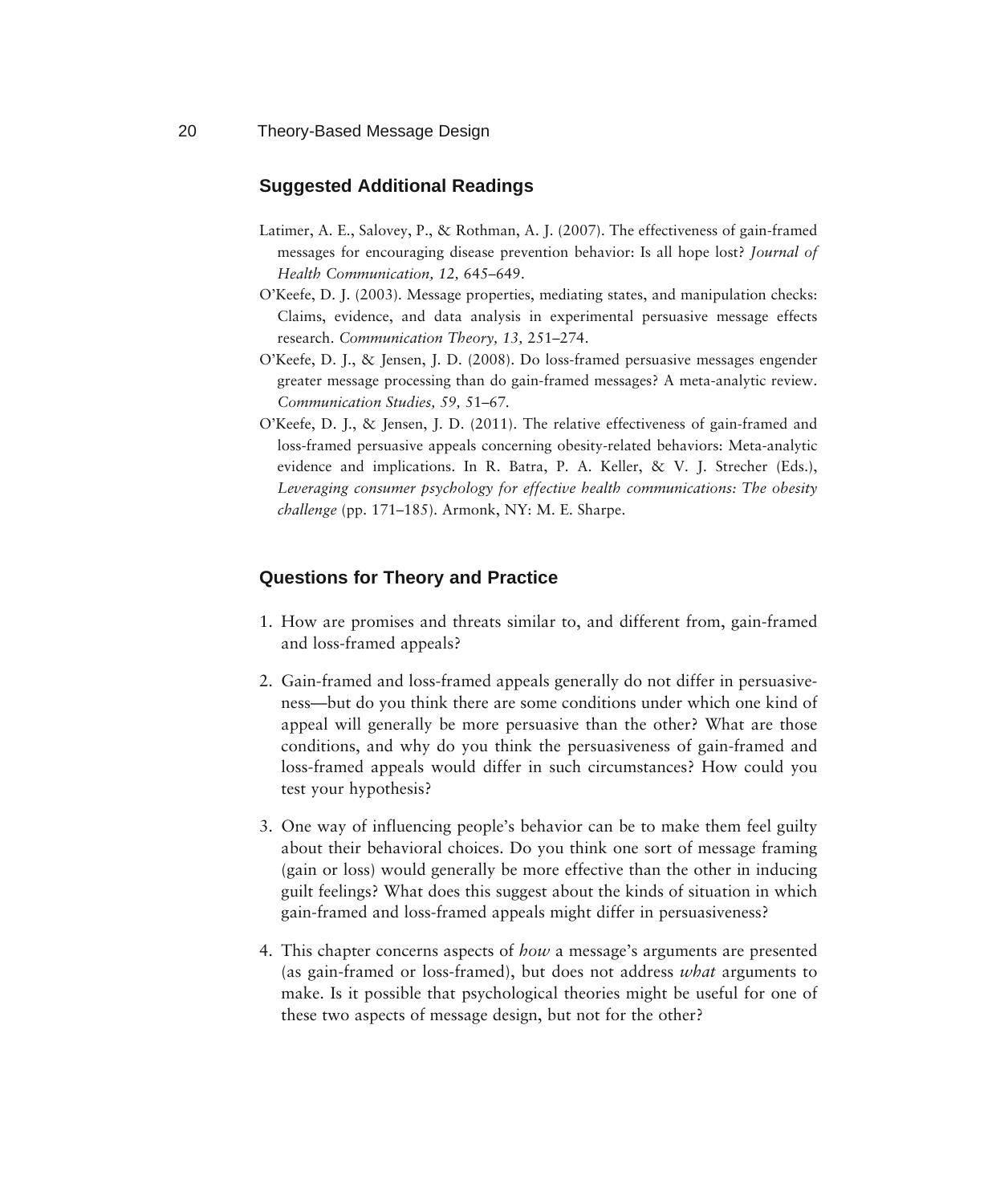## Suggested Additional Readings

Latimer, A. E., Salovey, P., & Rothman, A. J. (2007). The effectiveness of gain-framed messages for encouraging disease prevention behavior: Is all hope lost? *Journal of Health Communication, 12,* 645–649.

O'Keefe, D. J. (2003). Message properties, mediating states, and manipulation checks: Claims, evidence, and data analysis in experimental persuasive message effects research. *Communication Theory, 13,* 251–274.

O'Keefe, D. J., & Jensen, J. D. (2008). Do loss-framed persuasive messages engender greater message processing than do gain-framed messages? A meta-analytic review. *Communication Studies, 59,* 51–67.

O'Keefe, D. J., & Jensen, J. D. (2011). The relative effectiveness of gain-framed and loss-framed persuasive appeals concerning obesity-related behaviors: Meta-analytic evidence and implications. In R. Batra, P. A. Keller, & V. J. Strecher (Eds.), *Leveraging consumer psychology for effective health communications: The obesity challenge* (pp. 171–185). Armonk, NY: M. E. Sharpe.

## Questions for Theory and Practice

1. How are promises and threats similar to, and different from, gain-framed and loss-framed appeals?

2. Gain-framed and loss-framed appeals generally do not differ in persuasiveness—but do you think there are some conditions under which one kind of appeal will generally be more persuasive than the other? What are those conditions, and why do you think the persuasiveness of gain-framed and loss-framed appeals would differ in such circumstances? How could you test your hypothesis?

3. One way of influencing people's behavior can be to make them feel guilty about their behavioral choices. Do you think one sort of message framing (gain or loss) would generally be more effective than the other in inducing guilt feelings? What does this suggest about the kinds of situation in which gain-framed and loss-framed appeals might differ in persuasiveness?

4. This chapter concerns aspects of *how* a message's arguments are presented (as gain-framed or loss-framed), but does not address *what* arguments to make. Is it possible that psychological theories might be useful for one of these two aspects of message design, but not for the other?